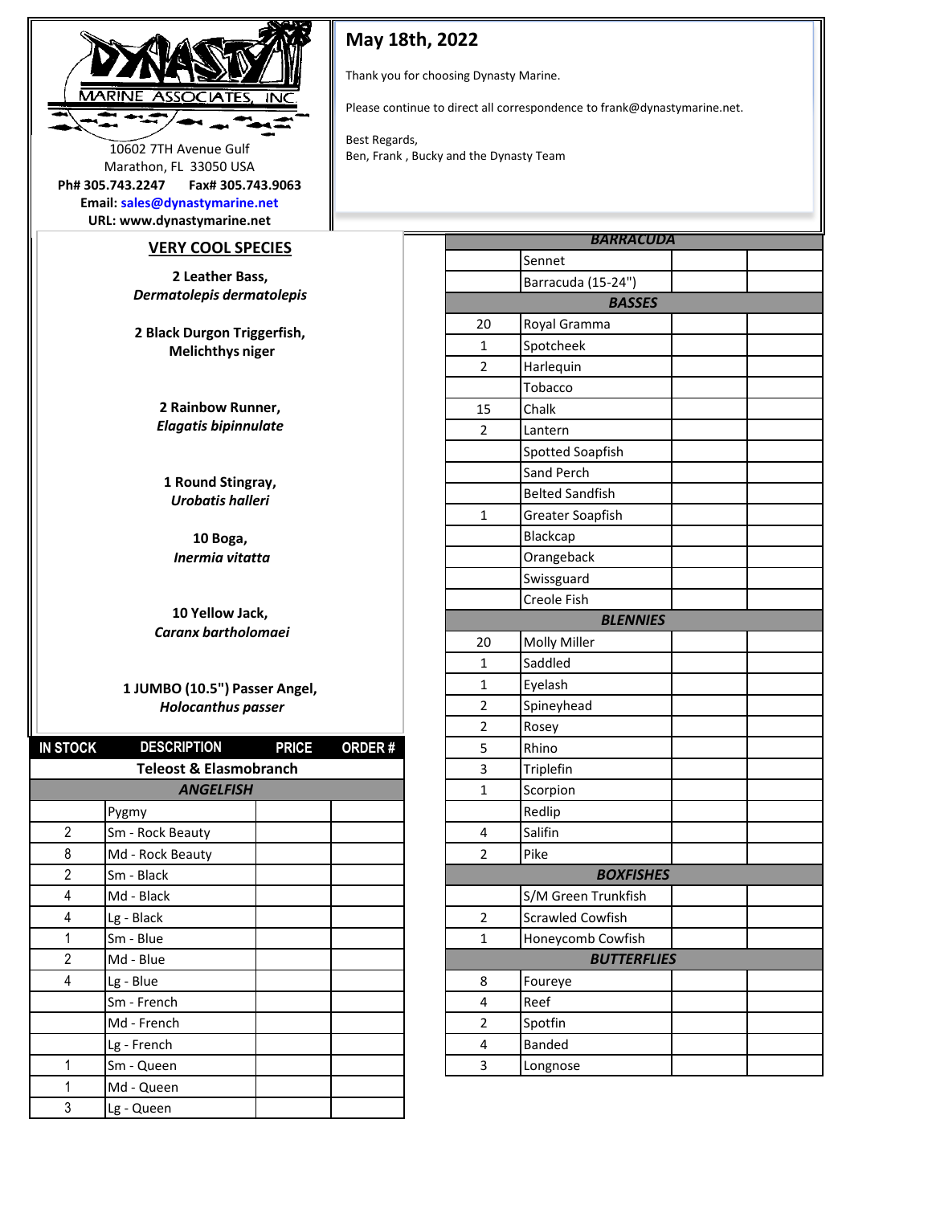**DYNASTY MARINE ASSOCIATES, INC**

10602 7TH Avenue Gulf
Marathon, FL 33050 USA
**Ph# 305.743.2247 Fax# 305.743.9063**
**Email: sales@dynastymarine.net**
**URL: www.dynastymarine.net**

## May 18th, 2022

Thank you for choosing Dynasty Marine.

Please continue to direct all correspondence to frank@dynastymarine.net.

Best Regards,
Ben, Frank , Bucky and the Dynasty Team

## VERY COOL SPECIES

**2 Leather Bass,**
***Dermatolepis dermatolepis***

**2 Black Durgon Triggerfish,**
**Melichthys niger**

**2 Rainbow Runner,**
***Elagatis bipinnulate***

**1 Round Stingray,**
***Urobatis halleri***

**10 Boga,**
***Inermia vitatta***

**10 Yellow Jack,**
***Caranx bartholomaei***

**1 JUMBO (10.5") Passer Angel,**
***Holocanthus passer***

| IN STOCK | DESCRIPTION | PRICE | ORDER # |
|---|---|---|---|
| | **Teleost & Elasmobranch** | | |
| | ***ANGELFISH*** | | |
| | Pygmy | | |
| 2 | Sm - Rock Beauty | | |
| 8 | Md - Rock Beauty | | |
| 2 | Sm - Black | | |
| 4 | Md - Black | | |
| 4 | Lg - Black | | |
| 1 | Sm - Blue | | |
| 2 | Md - Blue | | |
| 4 | Lg - Blue | | |
| | Sm - French | | |
| | Md - French | | |
| | Lg - French | | |
| 1 | Sm - Queen | | |
| 1 | Md - Queen | | |
| 3 | Lg - Queen | | |
| | ***BARRACUDA*** | | |
| | Sennet | | |
| | Barracuda (15-24") | | |
| | ***BASSES*** | | |
| 20 | Royal Gramma | | |
| 1 | Spotcheek | | |
| 2 | Harlequin | | |
| | Tobacco | | |
| 15 | Chalk | | |
| 2 | Lantern | | |
| | Spotted Soapfish | | |
| | Sand Perch | | |
| | Belted Sandfish | | |
| 1 | Greater Soapfish | | |
| | Blackcap | | |
| | Orangeback | | |
| | Swissguard | | |
| | Creole Fish | | |
| | ***BLENNIES*** | | |
| 20 | Molly Miller | | |
| 1 | Saddled | | |
| 1 | Eyelash | | |
| 2 | Spineyhead | | |
| 2 | Rosey | | |
| 5 | Rhino | | |
| 3 | Triplefin | | |
| 1 | Scorpion | | |
| | Redlip | | |
| 4 | Salifin | | |
| 2 | Pike | | |
| | ***BOXFISHES*** | | |
| | S/M Green Trunkfish | | |
| 2 | Scrawled Cowfish | | |
| 1 | Honeycomb Cowfish | | |
| | ***BUTTERFLIES*** | | |
| 8 | Foureye | | |
| 4 | Reef | | |
| 2 | Spotfin | | |
| 4 | Banded | | |
| 3 | Longnose | | |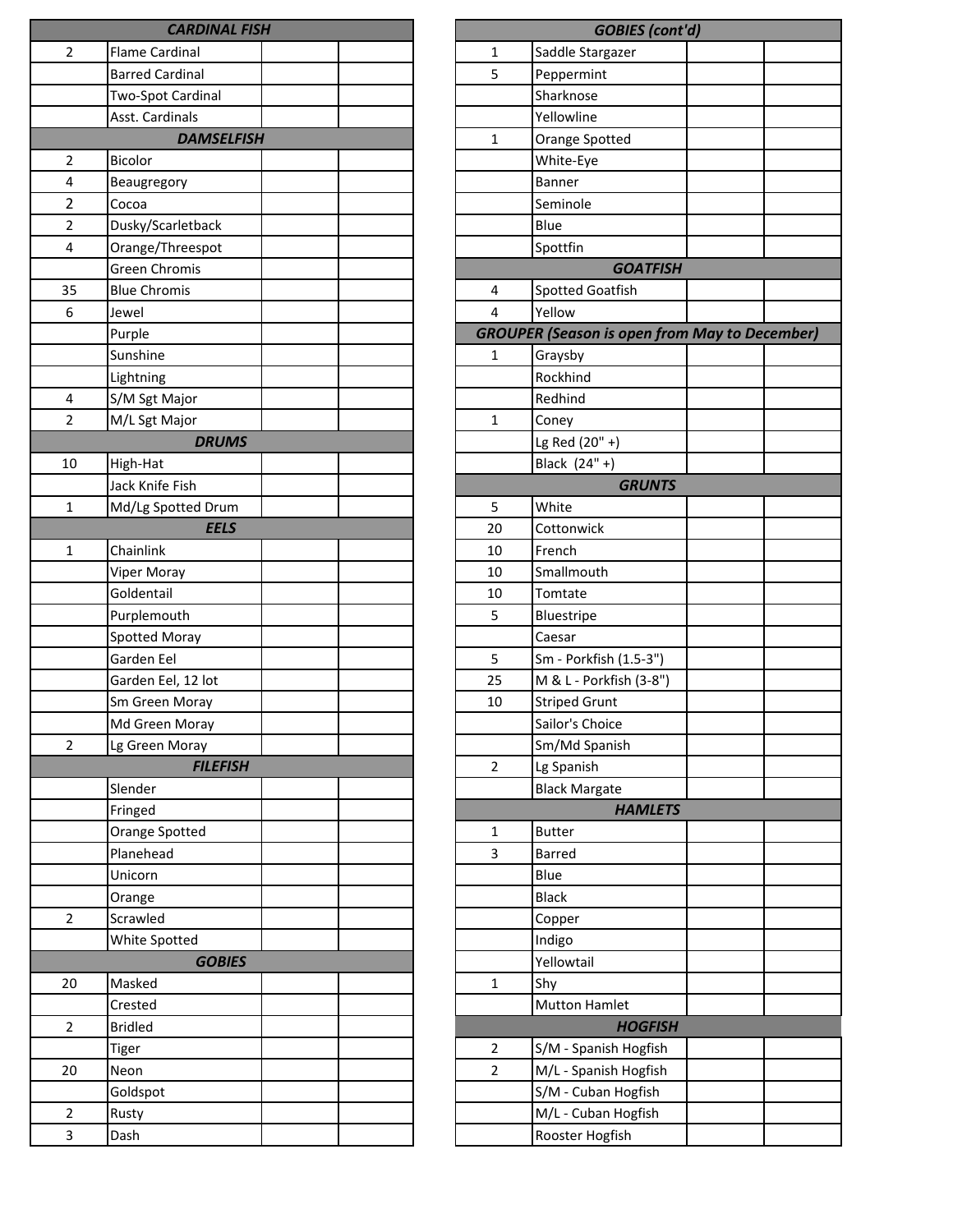| CARDINAL FISH | | | |
|---|---|---|---|
| 2 | Flame Cardinal | | |
| | Barred Cardinal | | |
| | Two-Spot Cardinal | | |
| | Asst. Cardinals | | |
| **DAMSELFISH** | | | |
| 2 | Bicolor | | |
| 4 | Beaugregory | | |
| 2 | Cocoa | | |
| 2 | Dusky/Scarletback | | |
| 4 | Orange/Threespot | | |
| | Green Chromis | | |
| 35 | Blue Chromis | | |
| 6 | Jewel | | |
| | Purple | | |
| | Sunshine | | |
| | Lightning | | |
| 4 | S/M Sgt Major | | |
| 2 | M/L Sgt Major | | |
| **DRUMS** | | | |
| 10 | High-Hat | | |
| | Jack Knife Fish | | |
| 1 | Md/Lg Spotted Drum | | |
| **EELS** | | | |
| 1 | Chainlink | | |
| | Viper Moray | | |
| | Goldentail | | |
| | Purplemouth | | |
| | Spotted Moray | | |
| | Garden Eel | | |
| | Garden Eel, 12 lot | | |
| | Sm Green Moray | | |
| | Md Green Moray | | |
| 2 | Lg Green Moray | | |
| **FILEFISH** | | | |
| | Slender | | |
| | Fringed | | |
| | Orange Spotted | | |
| | Planehead | | |
| | Unicorn | | |
| | Orange | | |
| 2 | Scrawled | | |
| | White Spotted | | |
| **GOBIES** | | | |
| 20 | Masked | | |
| | Crested | | |
| 2 | Bridled | | |
| | Tiger | | |
| 20 | Neon | | |
| | Goldspot | | |
| 2 | Rusty | | |
| 3 | Dash | | |

| GOBIES (cont'd) | | | |
|---|---|---|---|
| 1 | Saddle Stargazer | | |
| 5 | Peppermint | | |
| | Sharknose | | |
| | Yellowline | | |
| 1 | Orange Spotted | | |
| | White-Eye | | |
| | Banner | | |
| | Seminole | | |
| | Blue | | |
| | Spottfin | | |
| **GOATFISH** | | | |
| 4 | Spotted Goatfish | | |
| 4 | Yellow | | |
| **GROUPER (Season is open from May to December)** | | | |
| 1 | Graysby | | |
| | Rockhind | | |
| | Redhind | | |
| 1 | Coney | | |
| | Lg Red (20" +) | | |
| | Black (24" +) | | |
| **GRUNTS** | | | |
| 5 | White | | |
| 20 | Cottonwick | | |
| 10 | French | | |
| 10 | Smallmouth | | |
| 10 | Tomtate | | |
| 5 | Bluestripe | | |
| | Caesar | | |
| 5 | Sm - Porkfish (1.5-3") | | |
| 25 | M & L - Porkfish (3-8") | | |
| 10 | Striped Grunt | | |
| | Sailor's Choice | | |
| | Sm/Md Spanish | | |
| 2 | Lg Spanish | | |
| | Black Margate | | |
| **HAMLETS** | | | |
| 1 | Butter | | |
| 3 | Barred | | |
| | Blue | | |
| | Black | | |
| | Copper | | |
| | Indigo | | |
| | Yellowtail | | |
| 1 | Shy | | |
| | Mutton Hamlet | | |
| **HOGFISH** | | | |
| 2 | S/M - Spanish Hogfish | | |
| 2 | M/L - Spanish Hogfish | | |
| | S/M - Cuban Hogfish | | |
| | M/L - Cuban Hogfish | | |
| | Rooster Hogfish | | |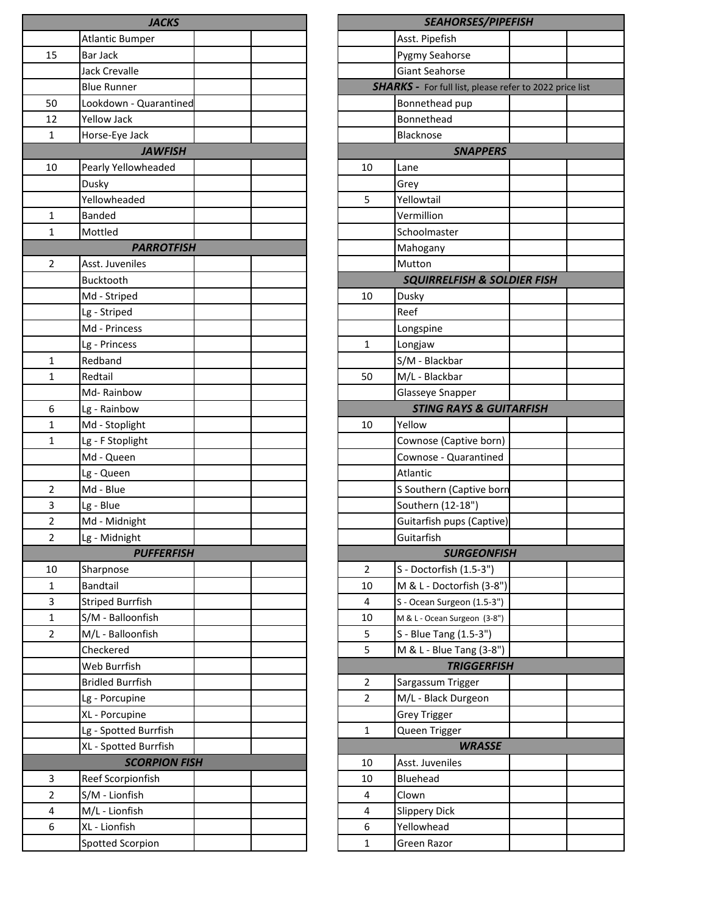| | JACKS | | |
|---|---|---|---|
| | Atlantic Bumper | | |
| 15 | Bar Jack | | |
| | Jack Crevalle | | |
| | Blue Runner | | |
| 50 | Lookdown - Quarantined | | |
| 12 | Yellow Jack | | |
| 1 | Horse-Eye Jack | | |
| | **JAWFISH** | | |
| 10 | Pearly Yellowheaded | | |
| | Dusky | | |
| | Yellowheaded | | |
| 1 | Banded | | |
| 1 | Mottled | | |
| | **PARROTFISH** | | |
| 2 | Asst. Juveniles | | |
| | Bucktooth | | |
| | Md - Striped | | |
| | Lg - Striped | | |
| | Md - Princess | | |
| | Lg - Princess | | |
| 1 | Redband | | |
| 1 | Redtail | | |
| | Md- Rainbow | | |
| 6 | Lg - Rainbow | | |
| 1 | Md - Stoplight | | |
| 1 | Lg - F Stoplight | | |
| | Md - Queen | | |
| | Lg - Queen | | |
| 2 | Md - Blue | | |
| 3 | Lg - Blue | | |
| 2 | Md - Midnight | | |
| 2 | Lg - Midnight | | |
| | **PUFFERFISH** | | |
| 10 | Sharpnose | | |
| 1 | Bandtail | | |
| 3 | Striped Burrfish | | |
| 1 | S/M - Balloonfish | | |
| 2 | M/L - Balloonfish | | |
| | Checkered | | |
| | Web Burrfish | | |
| | Bridled Burrfish | | |
| | Lg - Porcupine | | |
| | XL - Porcupine | | |
| | Lg - Spotted Burrfish | | |
| | XL - Spotted Burrfish | | |
| | **SCORPION FISH** | | |
| 3 | Reef Scorpionfish | | |
| 2 | S/M - Lionfish | | |
| 4 | M/L - Lionfish | | |
| 6 | XL - Lionfish | | |
| | Spotted Scorpion | | |

| | SEAHORSES/PIPEFISH | | |
|---|---|---|---|
| | Asst. Pipefish | | |
| | Pygmy Seahorse | | |
| | Giant Seahorse | | |
| | **SHARKS** - For full list, please refer to 2022 price list | | |
| | Bonnethead pup | | |
| | Bonnethead | | |
| | Blacknose | | |
| | **SNAPPERS** | | |
| 10 | Lane | | |
| | Grey | | |
| 5 | Yellowtail | | |
| | Vermillion | | |
| | Schoolmaster | | |
| | Mahogany | | |
| | Mutton | | |
| | **SQUIRRELFISH & SOLDIER FISH** | | |
| 10 | Dusky | | |
| | Reef | | |
| | Longspine | | |
| 1 | Longjaw | | |
| | S/M - Blackbar | | |
| 50 | M/L - Blackbar | | |
| | Glasseye Snapper | | |
| | **STING RAYS & GUITARFISH** | | |
| 10 | Yellow | | |
| | Cownose (Captive born) | | |
| | Cownose - Quarantined | | |
| | Atlantic | | |
| | S Southern (Captive born | | |
| | Southern (12-18") | | |
| | Guitarfish pups (Captive) | | |
| | Guitarfish | | |
| | **SURGEONFISH** | | |
| 2 | S - Doctorfish (1.5-3") | | |
| 10 | M & L - Doctorfish (3-8") | | |
| 4 | S - Ocean Surgeon (1.5-3") | | |
| 10 | M & L - Ocean Surgeon (3-8") | | |
| 5 | S - Blue Tang (1.5-3") | | |
| 5 | M & L - Blue Tang (3-8") | | |
| | **TRIGGERFISH** | | |
| 2 | Sargassum Trigger | | |
| 2 | M/L - Black Durgeon | | |
| | Grey Trigger | | |
| 1 | Queen Trigger | | |
| | **WRASSE** | | |
| 10 | Asst. Juveniles | | |
| 10 | Bluehead | | |
| 4 | Clown | | |
| 4 | Slippery Dick | | |
| 6 | Yellowhead | | |
| 1 | Green Razor | | |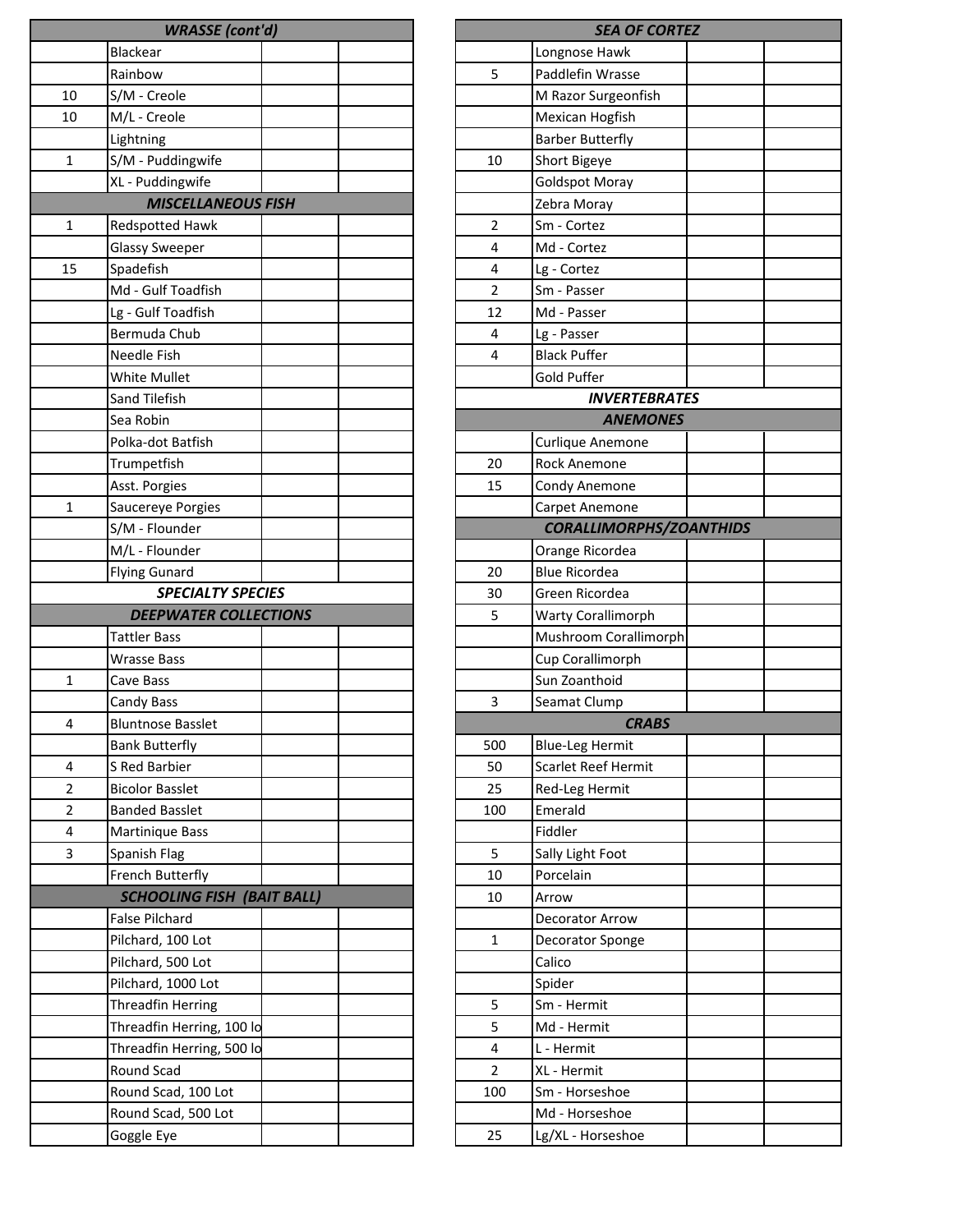| | WRASSE (cont'd) | | |
|---|---|---|---|
| | Blackear | | |
| | Rainbow | | |
| 10 | S/M - Creole | | |
| 10 | M/L - Creole | | |
| | Lightning | | |
| 1 | S/M - Puddingwife | | |
| | XL - Puddingwife | | |
| | **MISCELLANEOUS FISH** | | |
| 1 | Redspotted Hawk | | |
| | Glassy Sweeper | | |
| 15 | Spadefish | | |
| | Md - Gulf Toadfish | | |
| | Lg - Gulf Toadfish | | |
| | Bermuda Chub | | |
| | Needle Fish | | |
| | White Mullet | | |
| | Sand Tilefish | | |
| | Sea Robin | | |
| | Polka-dot Batfish | | |
| | Trumpetfish | | |
| | Asst. Porgies | | |
| 1 | Saucereye Porgies | | |
| | S/M - Flounder | | |
| | M/L - Flounder | | |
| | Flying Gunard | | |
| | **SPECIALTY SPECIES** | | |
| | **DEEPWATER COLLECTIONS** | | |
| | Tattler Bass | | |
| | Wrasse Bass | | |
| 1 | Cave Bass | | |
| | Candy Bass | | |
| 4 | Bluntnose Basslet | | |
| | Bank Butterfly | | |
| 4 | S Red Barbier | | |
| 2 | Bicolor Basslet | | |
| 2 | Banded Basslet | | |
| 4 | Martinique Bass | | |
| 3 | Spanish Flag | | |
| | French Butterfly | | |
| | **SCHOOLING FISH (BAIT BALL)** | | |
| | False Pilchard | | |
| | Pilchard, 100 Lot | | |
| | Pilchard, 500 Lot | | |
| | Pilchard, 1000 Lot | | |
| | Threadfin Herring | | |
| | Threadfin Herring, 100 lo | | |
| | Threadfin Herring, 500 lo | | |
| | Round Scad | | |
| | Round Scad, 100 Lot | | |
| | Round Scad, 500 Lot | | |
| | Goggle Eye | | |

| | SEA OF CORTEZ | | |
|---|---|---|---|
| | Longnose Hawk | | |
| 5 | Paddlefin Wrasse | | |
| | M Razor Surgeonfish | | |
| | Mexican Hogfish | | |
| | Barber Butterfly | | |
| 10 | Short Bigeye | | |
| | Goldspot Moray | | |
| | Zebra Moray | | |
| 2 | Sm - Cortez | | |
| 4 | Md - Cortez | | |
| 4 | Lg - Cortez | | |
| 2 | Sm - Passer | | |
| 12 | Md - Passer | | |
| 4 | Lg - Passer | | |
| 4 | Black Puffer | | |
| | Gold Puffer | | |
| | **INVERTEBRATES** | | |
| | **ANEMONES** | | |
| | Curlique Anemone | | |
| 20 | Rock Anemone | | |
| 15 | Condy Anemone | | |
| | Carpet Anemone | | |
| | **CORALLIMORPHS/ZOANTHIDS** | | |
| | Orange Ricordea | | |
| 20 | Blue Ricordea | | |
| 30 | Green Ricordea | | |
| 5 | Warty Corallimorph | | |
| | Mushroom Corallimorph | | |
| | Cup Corallimorph | | |
| | Sun Zoanthoid | | |
| 3 | Seamat Clump | | |
| | **CRABS** | | |
| 500 | Blue-Leg Hermit | | |
| 50 | Scarlet Reef Hermit | | |
| 25 | Red-Leg Hermit | | |
| 100 | Emerald | | |
| | Fiddler | | |
| 5 | Sally Light Foot | | |
| 10 | Porcelain | | |
| 10 | Arrow | | |
| | Decorator Arrow | | |
| 1 | Decorator Sponge | | |
| | Calico | | |
| | Spider | | |
| 5 | Sm - Hermit | | |
| 5 | Md - Hermit | | |
| 4 | L - Hermit | | |
| 2 | XL - Hermit | | |
| 100 | Sm - Horseshoe | | |
| | Md - Horseshoe | | |
| 25 | Lg/XL - Horseshoe | | |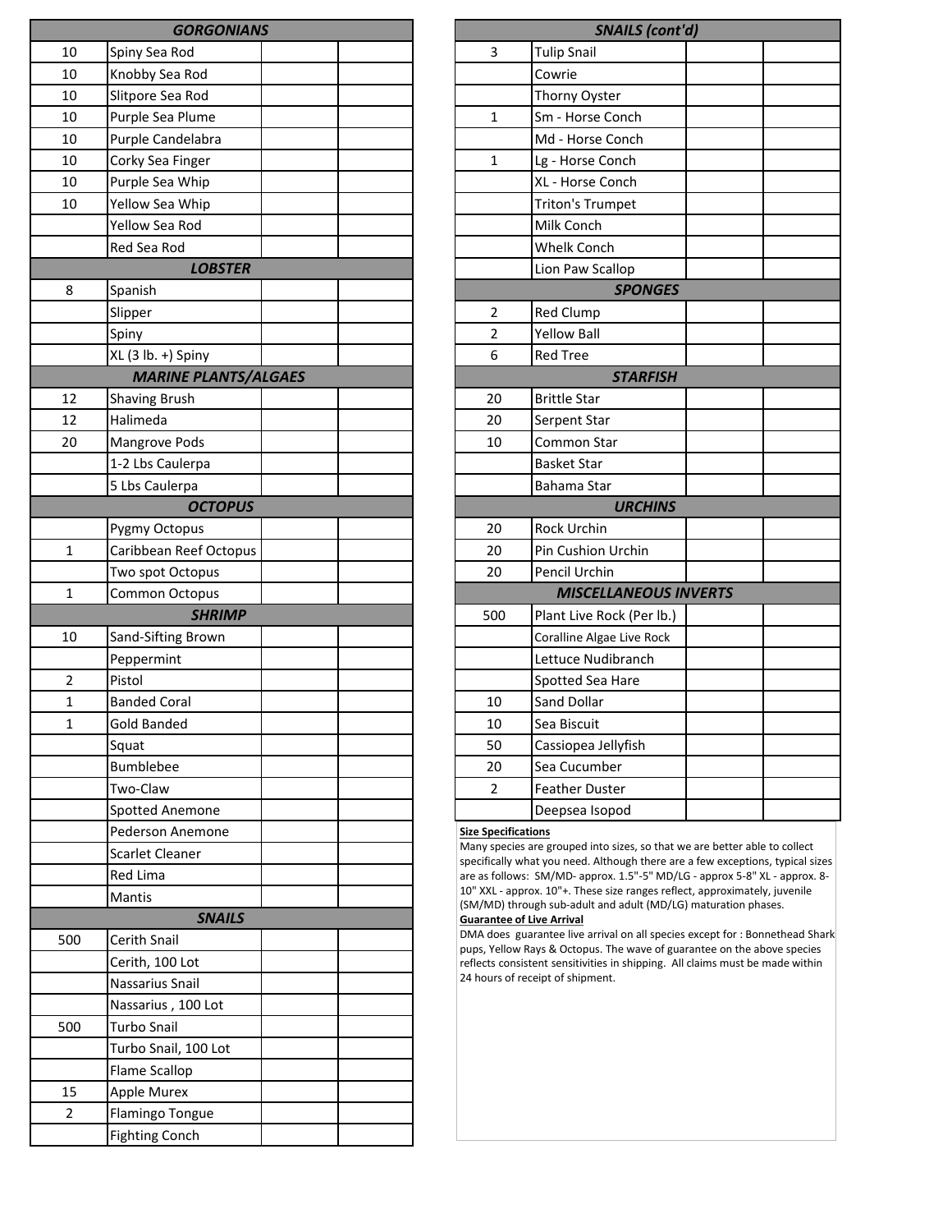| | | | |
|---|---|---|---|
| ***GORGONIANS*** | | | |
| 10 | Spiny Sea Rod | | |
| 10 | Knobby Sea Rod | | |
| 10 | Slitpore Sea Rod | | |
| 10 | Purple Sea Plume | | |
| 10 | Purple Candelabra | | |
| 10 | Corky Sea Finger | | |
| 10 | Purple Sea Whip | | |
| 10 | Yellow Sea Whip | | |
| | Yellow Sea Rod | | |
| | Red Sea Rod | | |
| ***LOBSTER*** | | | |
| 8 | Spanish | | |
| | Slipper | | |
| | Spiny | | |
| | XL (3 lb. +) Spiny | | |
| ***MARINE PLANTS/ALGAES*** | | | |
| 12 | Shaving Brush | | |
| 12 | Halimeda | | |
| 20 | Mangrove Pods | | |
| | 1-2 Lbs Caulerpa | | |
| | 5 Lbs Caulerpa | | |
| ***OCTOPUS*** | | | |
| | Pygmy Octopus | | |
| 1 | Caribbean Reef Octopus | | |
| | Two spot Octopus | | |
| 1 | Common Octopus | | |
| ***SHRIMP*** | | | |
| 10 | Sand-Sifting Brown | | |
| | Peppermint | | |
| 2 | Pistol | | |
| 1 | Banded Coral | | |
| 1 | Gold Banded | | |
| | Squat | | |
| | Bumblebee | | |
| | Two-Claw | | |
| | Spotted Anemone | | |
| | Pederson Anemone | | |
| | Scarlet Cleaner | | |
| | Red Lima | | |
| | Mantis | | |
| ***SNAILS*** | | | |
| 500 | Cerith Snail | | |
| | Cerith, 100 Lot | | |
| | Nassarius Snail | | |
| | Nassarius , 100 Lot | | |
| 500 | Turbo Snail | | |
| | Turbo Snail, 100 Lot | | |
| | Flame Scallop | | |
| 15 | Apple Murex | | |
| 2 | Flamingo Tongue | | |
| | Fighting Conch | | |

| | | | |
|---|---|---|---|
| ***SNAILS (cont'd)*** | | | |
| 3 | Tulip Snail | | |
| | Cowrie | | |
| | Thorny Oyster | | |
| 1 | Sm - Horse Conch | | |
| | Md - Horse Conch | | |
| 1 | Lg - Horse Conch | | |
| | XL - Horse Conch | | |
| | Triton's Trumpet | | |
| | Milk Conch | | |
| | Whelk Conch | | |
| | Lion Paw Scallop | | |
| ***SPONGES*** | | | |
| 2 | Red Clump | | |
| 2 | Yellow Ball | | |
| 6 | Red Tree | | |
| ***STARFISH*** | | | |
| 20 | Brittle Star | | |
| 20 | Serpent Star | | |
| 10 | Common Star | | |
| | Basket Star | | |
| | Bahama Star | | |
| ***URCHINS*** | | | |
| 20 | Rock Urchin | | |
| 20 | Pin Cushion Urchin | | |
| 20 | Pencil Urchin | | |
| ***MISCELLANEOUS INVERTS*** | | | |
| 500 | Plant Live Rock (Per lb.) | | |
| | Coralline Algae Live Rock | | |
| | Lettuce Nudibranch | | |
| | Spotted Sea Hare | | |
| 10 | Sand Dollar | | |
| 10 | Sea Biscuit | | |
| 50 | Cassiopea Jellyfish | | |
| 20 | Sea Cucumber | | |
| 2 | Feather Duster | | |
| | Deepsea Isopod | | |

**Size Specifications**

Many species are grouped into sizes, so that we are better able to collect specifically what you need. Although there are a few exceptions, typical sizes are as follows: SM/MD- approx. 1.5"-5" MD/LG - approx 5-8" XL - approx. 8-10" XXL - approx. 10"+. These size ranges reflect, approximately, juvenile (SM/MD) through sub-adult and adult (MD/LG) maturation phases.

**Guarantee of Live Arrival**

DMA does guarantee live arrival on all species except for : Bonnethead Shark pups, Yellow Rays & Octopus. The wave of guarantee on the above species reflects consistent sensitivities in shipping. All claims must be made within 24 hours of receipt of shipment.